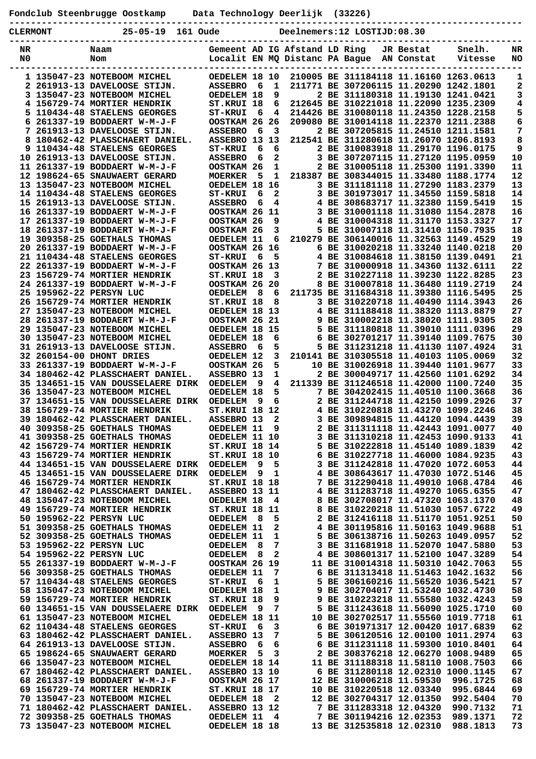**Fondclub Steenbrugge Oostkamp      Data Technology Deerlijk  (33226)**

**CLERMONT      25-05-19  161 Oude      Deelnemers:12 LOSTIJD:08.30**

| NR<br>N0 | Naam<br>Nom | Gemeent<br>Localit | AD<br>EN | IG<br>MQ | Afstand<br>Distanc | LD<br>PA | Ring<br>Bague | JR<br>AN | Bestat<br>Constat | Snelh.<br>Vitesse | NR<br>NO |
|---|---|---|---|---|---|---|---|---|---|---|---|
| 1 | 135047-23 NOTEBOOM MICHEL | OEDELEM | 18 | 10 | 210005 | BE | 3111841 | 18 | 11.16160 | 1263.0613 | 1 |
| 2 | 261913-13 DAVELOOSE STIJN. | ASSEBRO | 6 | 1 | 211771 | BE | 3072061 | 15 | 11.20290 | 1242.1801 | 2 |
| 3 | 135047-23 NOTEBOOM MICHEL | OEDELEM | 18 | 9 | 2 | BE | 3111803 | 18 | 11.19130 | 1241.0421 | 3 |
| 4 | 156729-74 MORTIER HENDRIK | ST.KRUI | 18 | 6 | 212645 | BE | 3102210 | 18 | 11.22090 | 1235.2309 | 4 |
| 5 | 110434-48 STAELENS GEORGES | ST-KRUI | 6 | 4 | 214426 | BE | 3100801 | 18 | 11.24350 | 1228.2158 | 5 |
| 6 | 261337-19 BODDAERT W-M-J-F | OOSTKAM | 26 | 26 | 209080 | BE | 3100141 | 18 | 11.22370 | 1211.2388 | 6 |
| 7 | 261913-13 DAVELOOSE STIJN. | ASSEBRO | 6 | 3 | 2 | BE | 3072058 | 15 | 11.24510 | 1211.1581 | 7 |
| 8 | 180462-42 PLASSCHAERT DANIEL. | ASSEBRO | 13 | 13 | 212541 | BE | 3112806 | 18 | 11.26070 | 1206.8193 | 8 |
| 9 | 110434-48 STAELENS GEORGES | ST-KRUI | 6 | 6 | 2 | BE | 3100839 | 18 | 11.29170 | 1196.0175 | 9 |
| 10 | 261913-13 DAVELOOSE STIJN. | ASSEBRO | 6 | 2 | 3 | BE | 3072071 | 15 | 11.27120 | 1195.0959 | 10 |
| 11 | 261337-19 BODDAERT W-M-J-F | OOSTKAM | 26 | 1 | 2 | BE | 3100051 | 18 | 11.25300 | 1191.3390 | 11 |
| 12 | 198624-65 SNAUWAERT GERARD | MOERKER | 5 | 1 | 218387 | BE | 3083440 | 15 | 11.33480 | 1188.1774 | 12 |
| 13 | 135047-23 NOTEBOOM MICHEL | OEDELEM | 18 | 16 | 3 | BE | 3111810 | 18 | 11.27290 | 1183.2379 | 13 |
| 14 | 110434-48 STAELENS GEORGES | ST-KRUI | 6 | 2 | 3 | BE | 3019730 | 17 | 11.34550 | 1159.5818 | 14 |
| 15 | 261913-13 DAVELOOSE STIJN. | ASSEBRO | 6 | 4 | 4 | BE | 3086837 | 17 | 11.32380 | 1159.5419 | 15 |
| 16 | 261337-19 BODDAERT W-M-J-F | OOSTKAM | 26 | 11 | 3 | BE | 3100011 | 18 | 11.31080 | 1154.2878 | 16 |
| 17 | 261337-19 BODDAERT W-M-J-F | OOSTKAM | 26 | 9 | 4 | BE | 3100043 | 18 | 11.31170 | 1153.3327 | 17 |
| 18 | 261337-19 BODDAERT W-M-J-F | OOSTKAM | 26 | 3 | 5 | BE | 3100071 | 18 | 11.31410 | 1150.7935 | 18 |
| 19 | 309358-25 GOETHALS THOMAS | OEDELEM | 11 | 6 | 210279 | BE | 3061400 | 16 | 11.32563 | 1149.4529 | 19 |
| 20 | 261337-19 BODDAERT W-M-J-F | OOSTKAM | 26 | 16 | 6 | BE | 3100202 | 18 | 11.33240 | 1140.0218 | 20 |
| 21 | 110434-48 STAELENS GEORGES | ST-KRUI | 6 | 5 | 4 | BE | 3100846 | 18 | 11.38150 | 1139.0491 | 21 |
| 22 | 261337-19 BODDAERT W-M-J-F | OOSTKAM | 26 | 13 | 7 | BE | 3100009 | 18 | 11.34360 | 1132.6111 | 22 |
| 23 | 156729-74 MORTIER HENDRIK | ST.KRUI | 18 | 3 | 2 | BE | 3102271 | 18 | 11.39230 | 1122.8285 | 23 |
| 24 | 261337-19 BODDAERT W-M-J-F | OOSTKAM | 26 | 20 | 8 | BE | 3100078 | 18 | 11.36480 | 1119.2719 | 24 |
| 25 | 195962-22 PERSYN LUC | OEDELEM | 8 | 6 | 211735 | BE | 3116843 | 18 | 11.39380 | 1116.5495 | 25 |
| 26 | 156729-74 MORTIER HENDRIK | ST.KRUI | 18 | 8 | 3 | BE | 3102207 | 18 | 11.40490 | 1114.3943 | 26 |
| 27 | 135047-23 NOTEBOOM MICHEL | OEDELEM | 18 | 13 | 4 | BE | 3111884 | 18 | 11.38320 | 1113.8879 | 27 |
| 28 | 261337-19 BODDAERT W-M-J-F | OOSTKAM | 26 | 21 | 9 | BE | 3100022 | 18 | 11.38020 | 1111.9305 | 28 |
| 29 | 135047-23 NOTEBOOM MICHEL | OEDELEM | 18 | 15 | 5 | BE | 3111808 | 18 | 11.39010 | 1111.0396 | 29 |
| 30 | 135047-23 NOTEBOOM MICHEL | OEDELEM | 18 | 6 | 6 | BE | 3027012 | 17 | 11.39140 | 1109.7675 | 30 |
| 31 | 261913-13 DAVELOOSE STIJN. | ASSEBRO | 6 | 5 | 5 | BE | 3112312 | 18 | 11.41130 | 1107.4924 | 31 |
| 32 | 260154-00 DHONT DRIES | OEDELEM | 12 | 3 | 210141 | BE | 3103055 | 18 | 11.40103 | 1105.0069 | 32 |
| 33 | 261337-19 BODDAERT W-M-J-F | OOSTKAM | 26 | 5 | 10 | BE | 3100268 | 18 | 11.39440 | 1101.9677 | 33 |
| 34 | 180462-42 PLASSCHAERT DANIEL. | ASSEBRO | 13 | 1 | 2 | BE | 3000497 | 17 | 11.42560 | 1101.6292 | 34 |
| 35 | 134651-15 VAN DOUSSELAERE DIRK | OEDELEM | 9 | 4 | 211339 | BE | 3112465 | 18 | 11.42000 | 1100.7240 | 35 |
| 36 | 135047-23 NOTEBOOM MICHEL | OEDELEM | 18 | 5 | 7 | BE | 3042024 | 15 | 11.40500 | 1100.3668 | 36 |
| 37 | 134651-15 VAN DOUSSELAERE DIRK | OEDELEM | 9 | 6 | 2 | BE | 3112447 | 18 | 11.42150 | 1099.2926 | 37 |
| 38 | 156729-74 MORTIER HENDRIK | ST.KRUI | 18 | 12 | 4 | BE | 3102208 | 18 | 11.43270 | 1099.2246 | 38 |
| 39 | 180462-42 PLASSCHAERT DANIEL. | ASSEBRO | 13 | 2 | 3 | BE | 3098948 | 15 | 11.44120 | 1094.4439 | 39 |
| 40 | 309358-25 GOETHALS THOMAS | OEDELEM | 11 | 9 | 2 | BE | 3113111 | 18 | 11.42443 | 1091.0077 | 40 |
| 41 | 309358-25 GOETHALS THOMAS | OEDELEM | 11 | 10 | 3 | BE | 3113102 | 18 | 11.42453 | 1090.9133 | 41 |
| 42 | 156729-74 MORTIER HENDRIK | ST.KRUI | 18 | 14 | 5 | BE | 3102228 | 18 | 11.45140 | 1089.1839 | 42 |
| 43 | 156729-74 MORTIER HENDRIK | ST.KRUI | 18 | 10 | 6 | BE | 3102277 | 18 | 11.46000 | 1084.9235 | 43 |
| 44 | 134651-15 VAN DOUSSELAERE DIRK | OEDELEM | 9 | 5 | 3 | BE | 3112426 | 18 | 11.47020 | 1072.6053 | 44 |
| 45 | 134651-15 VAN DOUSSELAERE DIRK | OEDELEM | 9 | 1 | 4 | BE | 3086436 | 17 | 11.47030 | 1072.5146 | 45 |
| 46 | 156729-74 MORTIER HENDRIK | ST.KRUI | 18 | 18 | 7 | BE | 3122904 | 18 | 11.49010 | 1068.4784 | 46 |
| 47 | 180462-42 PLASSCHAERT DANIEL. | ASSEBRO | 13 | 11 | 4 | BE | 3112837 | 18 | 11.49270 | 1065.6355 | 47 |
| 48 | 135047-23 NOTEBOOM MICHEL | OEDELEM | 18 | 4 | 8 | BE | 3027080 | 17 | 11.47320 | 1063.1370 | 48 |
| 49 | 156729-74 MORTIER HENDRIK | ST.KRUI | 18 | 11 | 8 | BE | 3102201 | 18 | 11.51030 | 1057.6722 | 49 |
| 50 | 195962-22 PERSYN LUC | OEDELEM | 8 | 5 | 2 | BE | 3124161 | 18 | 11.51170 | 1051.9251 | 50 |
| 51 | 309358-25 GOETHALS THOMAS | OEDELEM | 11 | 2 | 4 | BE | 3011958 | 16 | 11.50163 | 1049.9688 | 51 |
| 52 | 309358-25 GOETHALS THOMAS | OEDELEM | 11 | 1 | 5 | BE | 3061387 | 16 | 11.50263 | 1049.0957 | 52 |
| 53 | 195962-22 PERSYN LUC | OEDELEM | 8 | 7 | 3 | BE | 3116819 | 18 | 11.52070 | 1047.5880 | 53 |
| 54 | 195962-22 PERSYN LUC | OEDELEM | 8 | 2 | 4 | BE | 3086013 | 17 | 11.52100 | 1047.3289 | 54 |
| 55 | 261337-19 BODDAERT W-M-J-F | OOSTKAM | 26 | 19 | 11 | BE | 3100143 | 18 | 11.50310 | 1042.7063 | 55 |
| 56 | 309358-25 GOETHALS THOMAS | OEDELEM | 11 | 7 | 6 | BE | 3113134 | 18 | 11.51463 | 1042.1632 | 56 |
| 57 | 110434-48 STAELENS GEORGES | ST-KRUI | 6 | 1 | 5 | BE | 3061602 | 16 | 11.56520 | 1036.5421 | 57 |
| 58 | 135047-23 NOTEBOOM MICHEL | OEDELEM | 18 | 1 | 9 | BE | 3027040 | 17 | 11.53240 | 1032.4730 | 58 |
| 59 | 156729-74 MORTIER HENDRIK | ST.KRUI | 18 | 9 | 9 | BE | 3102232 | 18 | 11.55580 | 1032.4243 | 59 |
| 60 | 134651-15 VAN DOUSSELAERE DIRK | OEDELEM | 9 | 7 | 5 | BE | 3112436 | 18 | 11.56090 | 1025.1710 | 60 |
| 61 | 135047-23 NOTEBOOM MICHEL | OEDELEM | 18 | 11 | 10 | BE | 3027025 | 17 | 11.55560 | 1019.7718 | 61 |
| 62 | 110434-48 STAELENS GEORGES | ST-KRUI | 6 | 3 | 6 | BE | 3019713 | 17 | 12.00420 | 1017.6839 | 62 |
| 63 | 180462-42 PLASSCHAERT DANIEL. | ASSEBRO | 13 | 7 | 5 | BE | 3061205 | 16 | 12.00100 | 1011.2974 | 63 |
| 64 | 261913-13 DAVELOOSE STIJN. | ASSEBRO | 6 | 6 | 6 | BE | 3112311 | 18 | 11.59300 | 1010.8401 | 64 |
| 65 | 198624-65 SNAUWAERT GERARD | MOERKER | 5 | 3 | 2 | BE | 3083762 | 18 | 12.06270 | 1008.9489 | 65 |
| 66 | 135047-23 NOTEBOOM MICHEL | OEDELEM | 18 | 14 | 11 | BE | 3111883 | 18 | 11.58100 | 1008.7503 | 66 |
| 67 | 180462-42 PLASSCHAERT DANIEL. | ASSEBRO | 13 | 10 | 6 | BE | 3112801 | 18 | 12.02310 | 1000.1145 | 67 |
| 68 | 261337-19 BODDAERT W-M-J-F | OOSTKAM | 26 | 17 | 12 | BE | 3100062 | 18 | 11.59530 | 996.1725 | 68 |
| 69 | 156729-74 MORTIER HENDRIK | ST.KRUI | 18 | 17 | 10 | BE | 3102205 | 18 | 12.03340 | 995.6844 | 69 |
| 70 | 135047-23 NOTEBOOM MICHEL | OEDELEM | 18 | 2 | 12 | BE | 3027043 | 17 | 12.01350 | 992.5404 | 70 |
| 71 | 180462-42 PLASSCHAERT DANIEL. | ASSEBRO | 13 | 12 | 7 | BE | 3112831 | 18 | 12.04320 | 990.7132 | 71 |
| 72 | 309358-25 GOETHALS THOMAS | OEDELEM | 11 | 4 | 7 | BE | 3011942 | 16 | 12.02353 | 989.1371 | 72 |
| 73 | 135047-23 NOTEBOOM MICHEL | OEDELEM | 18 | 18 | 13 | BE | 3125358 | 18 | 12.02310 | 988.1813 | 73 |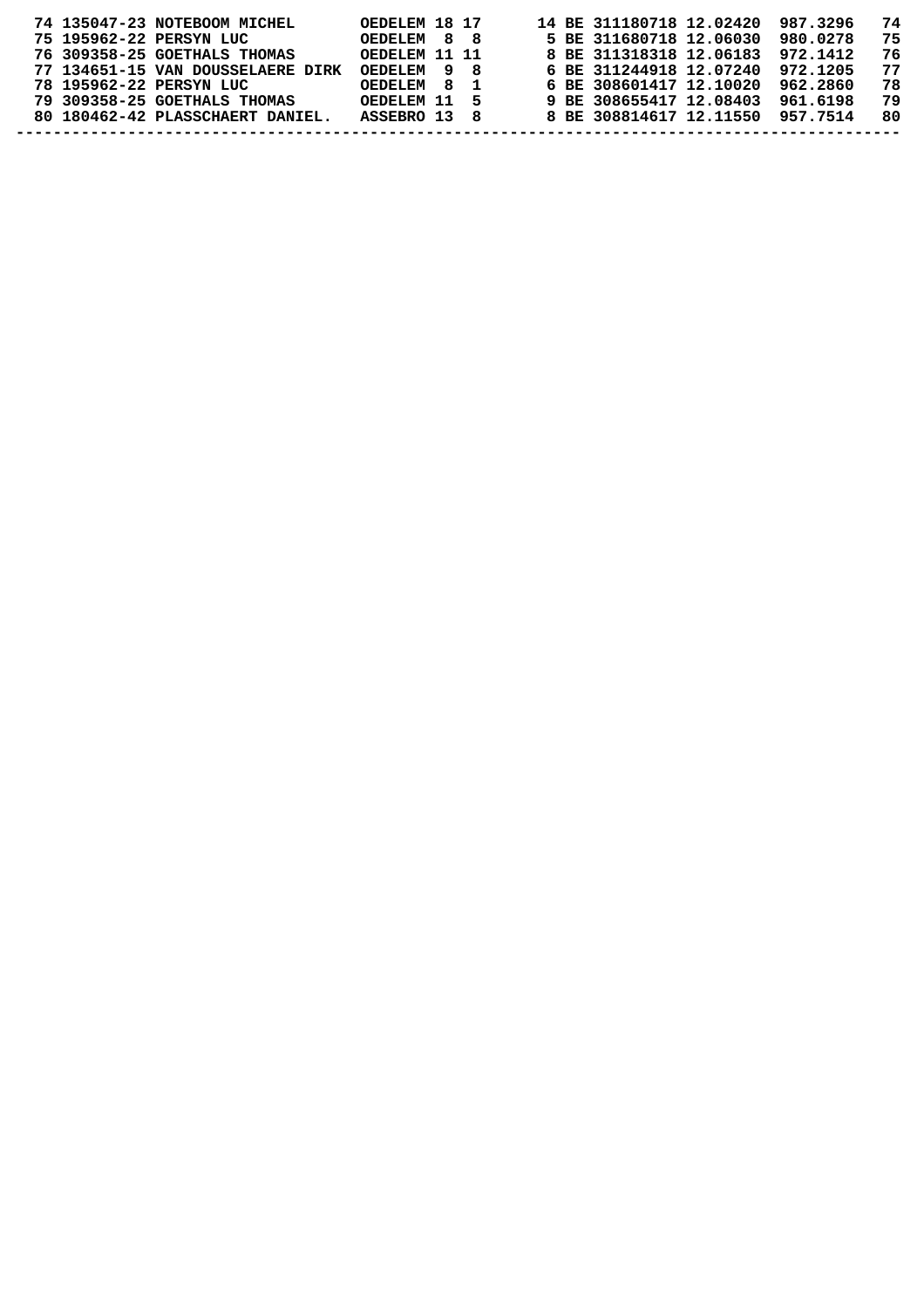| | | | | | | | | | | |
|---|---|---|---|---|---|---|---|---|---|---|
| 74 | 135047-23 | NOTEBOOM MICHEL | OEDELEM | 18 | 17 | 14 | BE 311180718 | 12.02420 | 987.3296 | 74 |
| 75 | 195962-22 | PERSYN LUC | OEDELEM | 8 | 8 | 5 | BE 311680718 | 12.06030 | 980.0278 | 75 |
| 76 | 309358-25 | GOETHALS THOMAS | OEDELEM | 11 | 11 | 8 | BE 311318318 | 12.06183 | 972.1412 | 76 |
| 77 | 134651-15 | VAN DOUSSELAERE DIRK | OEDELEM | 9 | 8 | 6 | BE 311244918 | 12.07240 | 972.1205 | 77 |
| 78 | 195962-22 | PERSYN LUC | OEDELEM | 8 | 1 | 6 | BE 308601417 | 12.10020 | 962.2860 | 78 |
| 79 | 309358-25 | GOETHALS THOMAS | OEDELEM | 11 | 5 | 9 | BE 308655417 | 12.08403 | 961.6198 | 79 |
| 80 | 180462-42 | PLASSCHAERT DANIEL. | ASSEBRO | 13 | 8 | 8 | BE 308814617 | 12.11550 | 957.7514 | 80 |